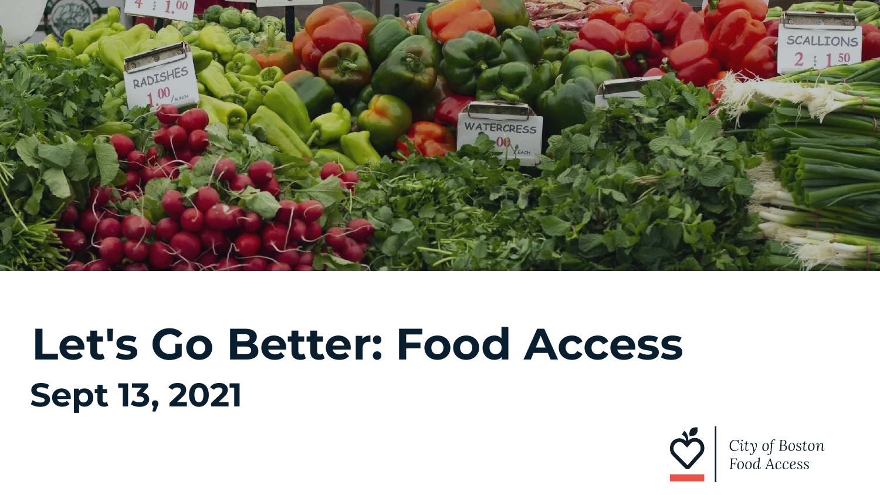# Let's Go Better: Food Access

## Sept 13, 2021

City of Boston
Food Access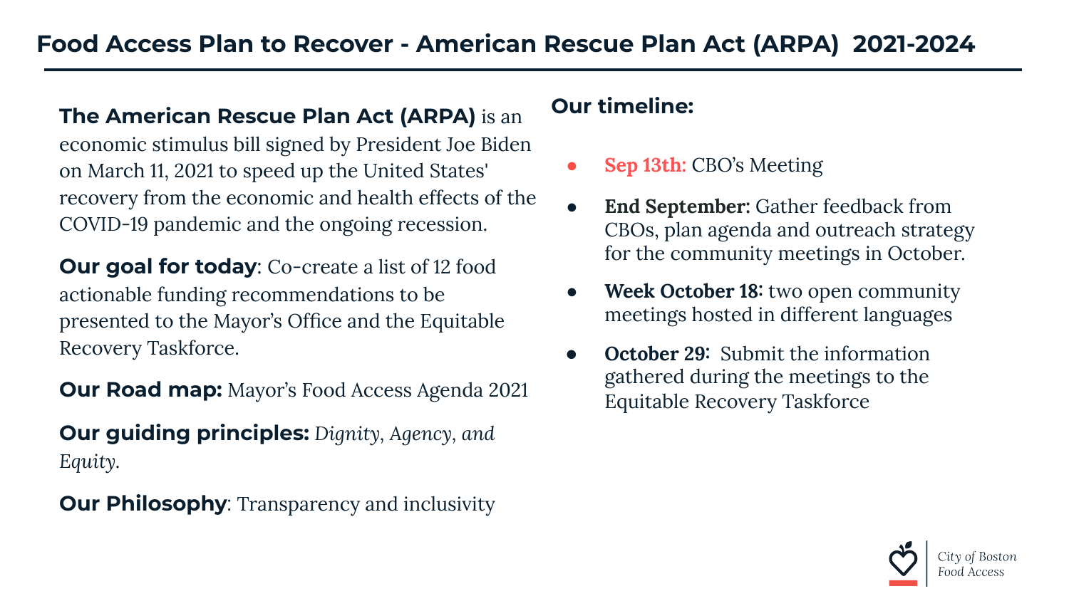# Food Access Plan to Recover - American Rescue Plan Act (ARPA) 2021-2024

**The American Rescue Plan Act (ARPA)** is an economic stimulus bill signed by President Joe Biden on March 11, 2021 to speed up the United States' recovery from the economic and health effects of the COVID-19 pandemic and the ongoing recession.

**Our goal for today**: Co-create a list of 12 food actionable funding recommendations to be presented to the Mayor's Office and the Equitable Recovery Taskforce.

**Our Road map:** Mayor's Food Access Agenda 2021

**Our guiding principles:** *Dignity, Agency, and Equity.*

**Our Philosophy**: Transparency and inclusivity

## Our timeline:

- **Sep 13th:** CBO's Meeting
- **End September:** Gather feedback from CBOs, plan agenda and outreach strategy for the community meetings in October.
- **Week October 18:** two open community meetings hosted in different languages
- **October 29:** Submit the information gathered during the meetings to the Equitable Recovery Taskforce

City of Boston Food Access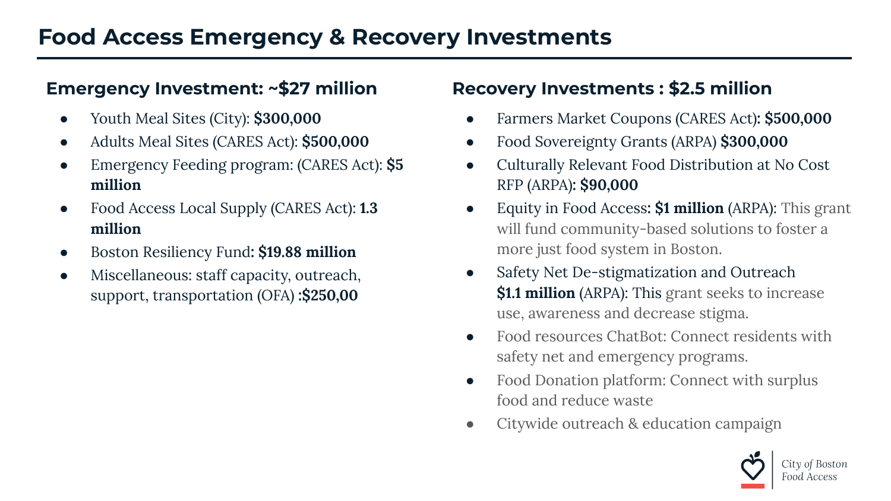# Food Access Emergency & Recovery Investments

## Emergency Investment: ~$27 million

- Youth Meal Sites (City): **$300,000**
- Adults Meal Sites (CARES Act): **$500,000**
- Emergency Feeding program: (CARES Act): **$5 million**
- Food Access Local Supply (CARES Act): **1.3 million**
- Boston Resiliency Fund: **$19.88 million**
- Miscellaneous: staff capacity, outreach, support, transportation (OFA) :**$250,00**

## Recovery Investments : $2.5 million

- Farmers Market Coupons (CARES Act)**: $500,000**
- Food Sovereignty Grants (ARPA) **$300,000**
- Culturally Relevant Food Distribution at No Cost RFP (ARPA)**: $90,000**
- Equity in Food Access**: $1 million** (ARPA): This grant will fund community-based solutions to foster a more just food system in Boston.
- Safety Net De-stigmatization and Outreach **$1.1 million** (ARPA): This grant seeks to increase use, awareness and decrease stigma.
- Food resources ChatBot: Connect residents with safety net and emergency programs.
- Food Donation platform: Connect with surplus food and reduce waste
- Citywide outreach & education campaign

City of Boston Food Access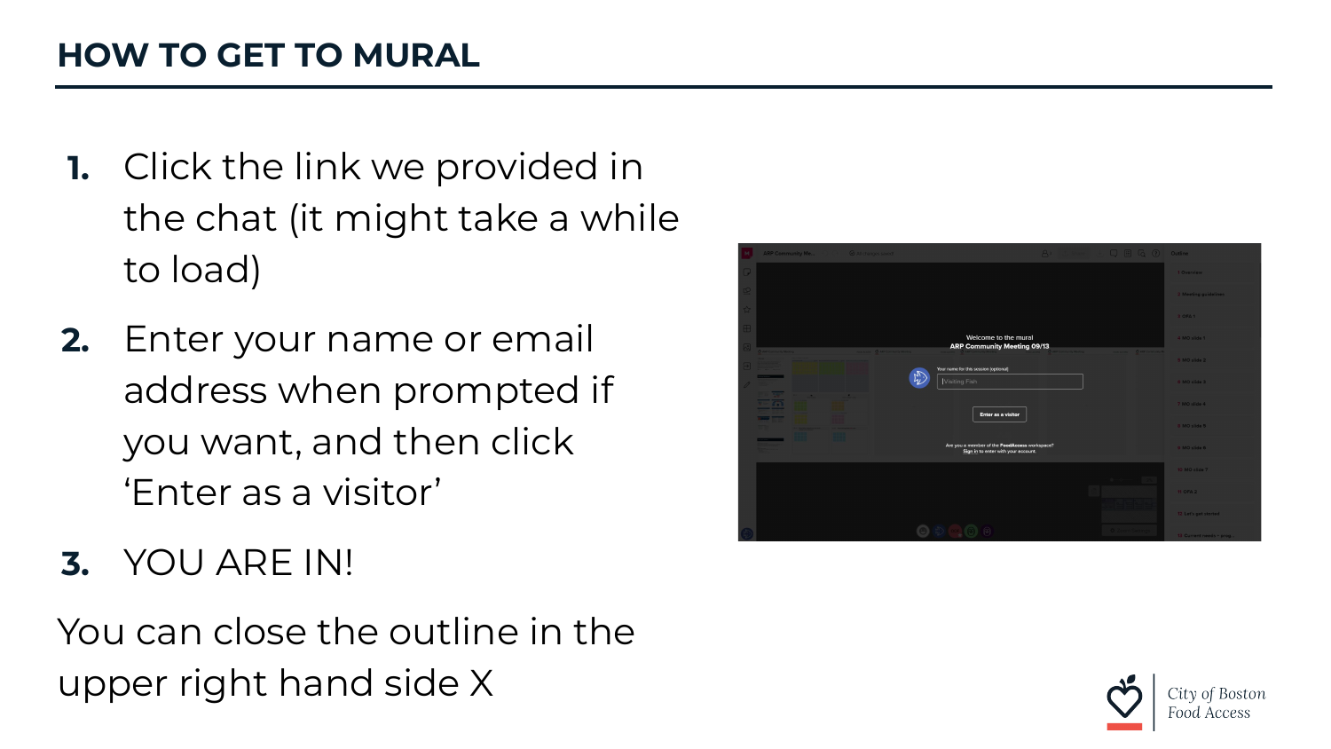# HOW TO GET TO MURAL

1. Click the link we provided in the chat (it might take a while to load)
2. Enter your name or email address when prompted if you want, and then click 'Enter as a visitor'
3. YOU ARE IN!

You can close the outline in the upper right hand side X